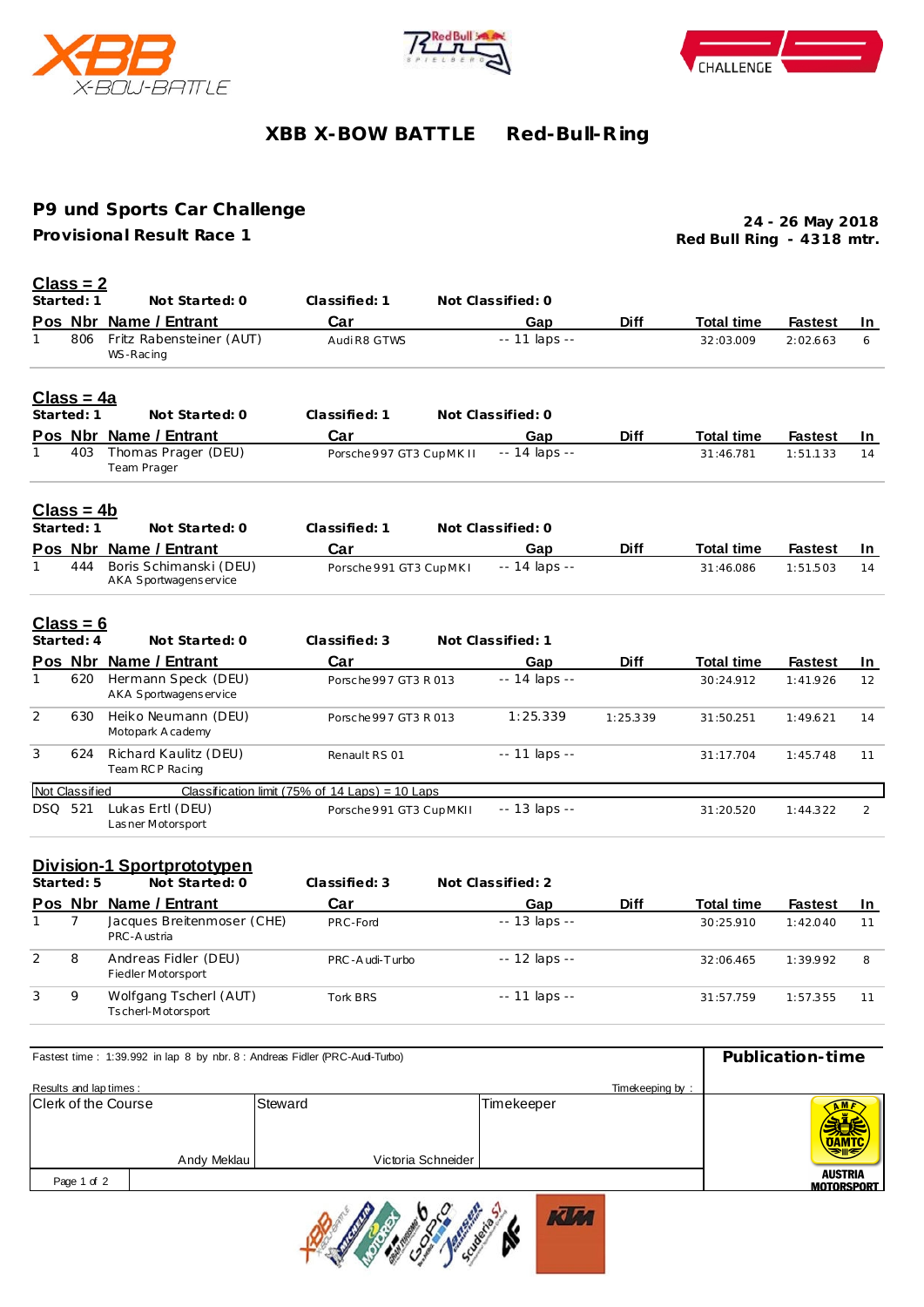# XBB X-BOW BATTLE     Red-Bull-Ring

## P9 und Sports Car Challenge

**Provisional Result Race 1**

**24 - 26 May 2018**
**Red Bull Ring - 4318 mtr.**

### Class = 2

**Started: 1** **Not Started: 0** **Classified: 1** **Not Classified: 0**

| Pos | Nbr | Name / Entrant | Car | Gap | Diff | Total time | Fastest | In |
|---|---|---|---|---|---|---|---|---|
| 1 | 806 | Fritz Rabensteiner (AUT)<br>WS-Racing | Audi R8 GTWS | -- 11 laps -- | | 32:03.009 | 2:02.663 | 6 |

### Class = 4a

**Started: 1** **Not Started: 0** **Classified: 1** **Not Classified: 0**

| Pos | Nbr | Name / Entrant | Car | Gap | Diff | Total time | Fastest | In |
|---|---|---|---|---|---|---|---|---|
| 1 | 403 | Thomas Prager (DEU)<br>Team Prager | Porsche 997 GT3 Cup MK II | -- 14 laps -- | | 31:46.781 | 1:51.133 | 14 |

### Class = 4b

**Started: 1** **Not Started: 0** **Classified: 1** **Not Classified: 0**

| Pos | Nbr | Name / Entrant | Car | Gap | Diff | Total time | Fastest | In |
|---|---|---|---|---|---|---|---|---|
| 1 | 444 | Boris Schimanski (DEU)<br>AKA Sportwagenservice | Porsche 991 GT3 Cup MK I | -- 14 laps -- | | 31:46.086 | 1:51.503 | 14 |

### Class = 6

**Started: 4** **Not Started: 0** **Classified: 3** **Not Classified: 1**

| Pos | Nbr | Name / Entrant | Car | Gap | Diff | Total time | Fastest | In |
|---|---|---|---|---|---|---|---|---|
| 1 | 620 | Hermann Speck (DEU)<br>AKA Sportwagenservice | Porsche 997 GT3 R 013 | -- 14 laps -- | | 30:24.912 | 1:41.926 | 12 |
| 2 | 630 | Heiko Neumann (DEU)<br>Motopark Academy | Porsche 997 GT3 R 013 | 1:25.339 | 1:25.339 | 31:50.251 | 1:49.621 | 14 |
| 3 | 624 | Richard Kaulitz (DEU)<br>Team RCP Racing | Renault RS 01 | -- 11 laps -- | | 31:17.704 | 1:45.748 | 11 |
| Not Classified | | Classification limit (75% of 14 Laps) = 10 Laps | | | | | | |
| DSQ | 521 | Lukas Ertl (DEU)<br>Lasner Motorsport | Porsche 991 GT3 Cup MKII | -- 13 laps -- | | 31:20.520 | 1:44.322 | 2 |

### Division-1 Sportprototypen

**Started: 5** **Not Started: 0** **Classified: 3** **Not Classified: 2**

| Pos | Nbr | Name / Entrant | Car | Gap | Diff | Total time | Fastest | In |
|---|---|---|---|---|---|---|---|---|
| 1 | 7 | Jacques Breitenmoser (CHE)<br>PRC-Austria | PRC-Ford | -- 13 laps -- | | 30:25.910 | 1:42.040 | 11 |
| 2 | 8 | Andreas Fidler (DEU)<br>Fiedler Motorsport | PRC-Audi-Turbo | -- 12 laps -- | | 32:06.465 | 1:39.992 | 8 |
| 3 | 9 | Wolfgang Tscherl (AUT)<br>Tscherl-Motorsport | Tork BRS | -- 11 laps -- | | 31:57.759 | 1:57.355 | 11 |

Fastest time : 1:39.992 in lap 8 by nbr. 8 : Andreas Fidler (PRC-Audi-Turbo)

**Publication-time**

Results and lap times :     Timekeeping by :

| Clerk of the Course | Steward | Timekeeper |
|---|---|---|
| Andy Meklau | Victoria Schneider | |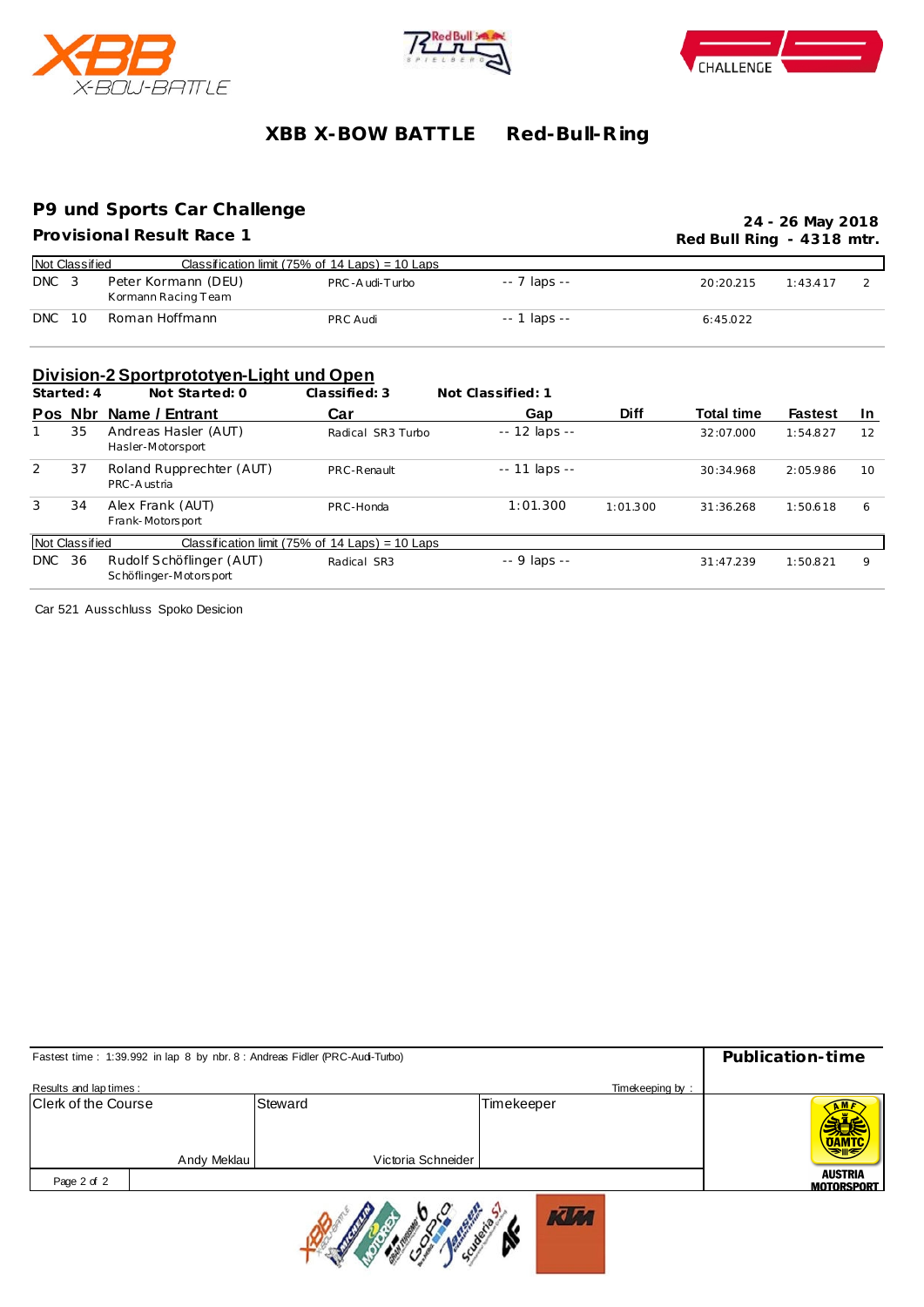# XBB X-BOW BATTLE Red-Bull-Ring

## P9 und Sports Car Challenge

**Provisional Result Race 1**

**24 - 26 May 2018**
**Red Bull Ring - 4318 mtr.**

| Pos | Nbr | Name / Entrant | Car | Gap | Diff | Total time | Fastest | In |
|---|---|---|---|---|---|---|---|---|
| Not Classified | | Classification limit (75% of 14 Laps) = 10 Laps | | | | | | |
| DNC | 3 | Peter Kormann (DEU) Kormann Racing Team | PRC-Audi-Turbo | -- 7 laps -- | | 20:20.215 | 1:43.417 | 2 |
| DNC | 10 | Roman Hoffmann | PRC Audi | -- 1 laps -- | | 6:45.022 | | |

## Division-2 Sportprototyten-Light und Open

**Started: 4** **Not Started: 0** **Classified: 3** **Not Classified: 1**

| Pos | Nbr | Name / Entrant | Car | Gap | Diff | Total time | Fastest | In |
|---|---|---|---|---|---|---|---|---|
| 1 | 35 | Andreas Hasler (AUT) Hasler-Motorsport | Radical SR3 Turbo | -- 12 laps -- | | 32:07.000 | 1:54.827 | 12 |
| 2 | 37 | Roland Rupprechter (AUT) PRC-Austria | PRC-Renault | -- 11 laps -- | | 30:34.968 | 2:05.986 | 10 |
| 3 | 34 | Alex Frank (AUT) Frank-Motorsport | PRC-Honda | 1:01.300 | 1:01.300 | 31:36.268 | 1:50.618 | 6 |
| Not Classified | | Classification limit (75% of 14 Laps) = 10 Laps | | | | | | |
| DNC | 36 | Rudolf Schöflinger (AUT) Schöflinger-Motorsport | Radical SR3 | -- 9 laps -- | | 31:47.239 | 1:50.821 | 9 |

Car 521 Ausschluss Spoko Desicion

Fastest time : 1:39.992 in lap 8 by nbr. 8 : Andreas Fidler (PRC-Audi-Turbo)

**Publication-time**

Results and lap times : Timekeeping by :

| Clerk of the Course | Steward | Timekeeper |
|---|---|---|
| Andy Meklau | Victoria Schneider | |